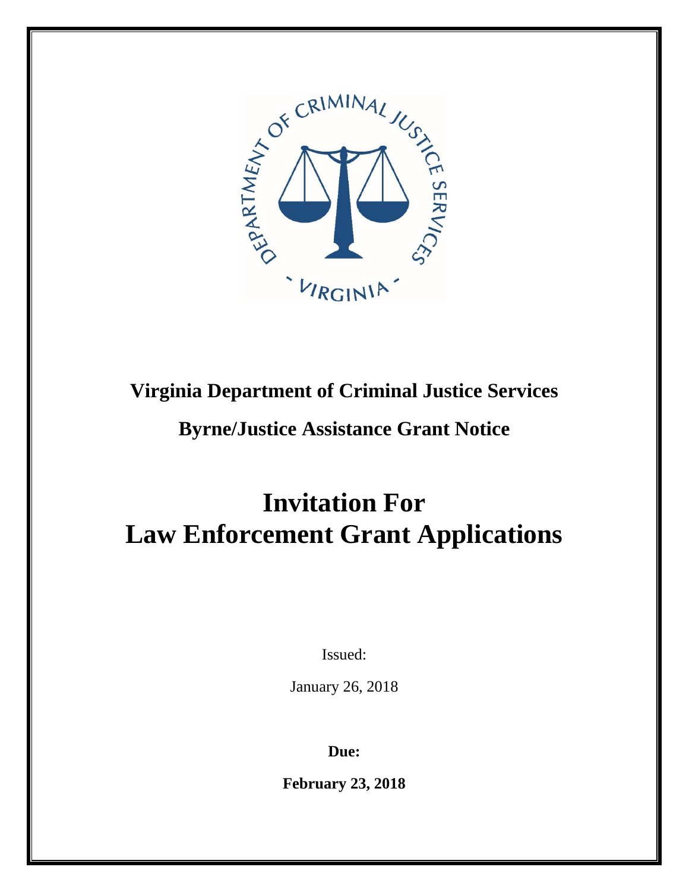**Virginia Department of Criminal Justice Services**

**Byrne/Justice Assistance Grant Notice**

# Invitation For Law Enforcement Grant Applications

Issued:

January 26, 2018

**Due:**

**February 23, 2018**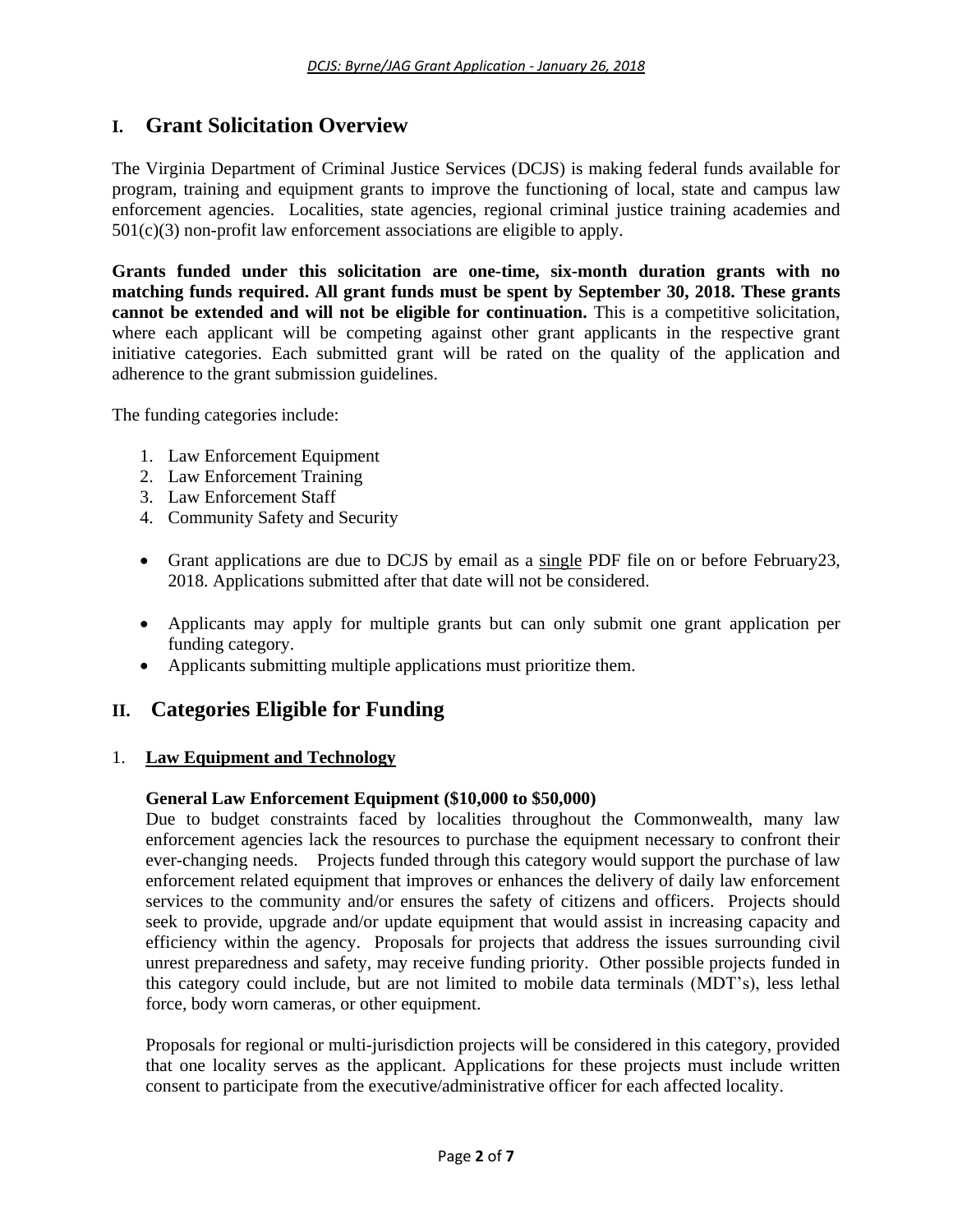# I. Grant Solicitation Overview

The Virginia Department of Criminal Justice Services (DCJS) is making federal funds available for program, training and equipment grants to improve the functioning of local, state and campus law enforcement agencies. Localities, state agencies, regional criminal justice training academies and 501(c)(3) non-profit law enforcement associations are eligible to apply.

**Grants funded under this solicitation are one-time, six-month duration grants with no matching funds required. All grant funds must be spent by September 30, 2018. These grants cannot be extended and will not be eligible for continuation.** This is a competitive solicitation, where each applicant will be competing against other grant applicants in the respective grant initiative categories. Each submitted grant will be rated on the quality of the application and adherence to the grant submission guidelines.

The funding categories include:

1. Law Enforcement Equipment
2. Law Enforcement Training
3. Law Enforcement Staff
4. Community Safety and Security

- Grant applications are due to DCJS by email as a <u>single</u> PDF file on or before February23, 2018. Applications submitted after that date will not be considered.
- Applicants may apply for multiple grants but can only submit one grant application per funding category.
- Applicants submitting multiple applications must prioritize them.

# II. Categories Eligible for Funding

## 1. <u>Law Equipment and Technology</u>

### General Law Enforcement Equipment ($10,000 to $50,000)

Due to budget constraints faced by localities throughout the Commonwealth, many law enforcement agencies lack the resources to purchase the equipment necessary to confront their ever-changing needs. Projects funded through this category would support the purchase of law enforcement related equipment that improves or enhances the delivery of daily law enforcement services to the community and/or ensures the safety of citizens and officers. Projects should seek to provide, upgrade and/or update equipment that would assist in increasing capacity and efficiency within the agency. Proposals for projects that address the issues surrounding civil unrest preparedness and safety, may receive funding priority. Other possible projects funded in this category could include, but are not limited to mobile data terminals (MDT's), less lethal force, body worn cameras, or other equipment.

Proposals for regional or multi-jurisdiction projects will be considered in this category, provided that one locality serves as the applicant. Applications for these projects must include written consent to participate from the executive/administrative officer for each affected locality.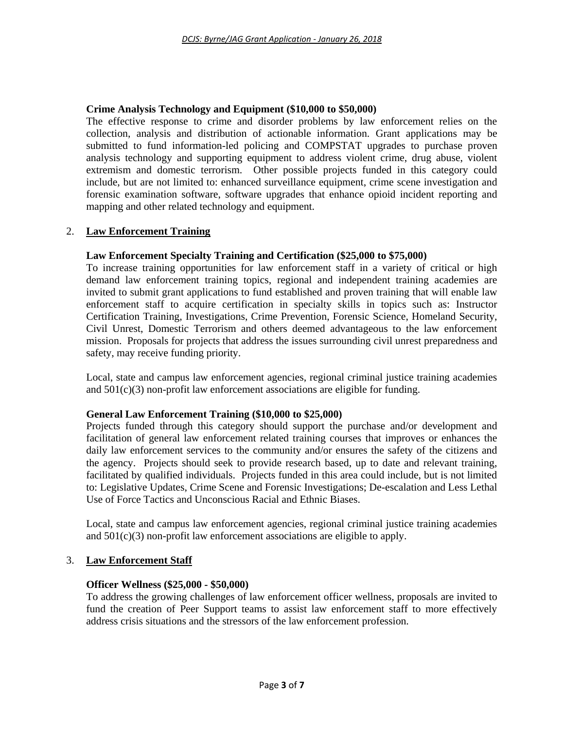**Crime Analysis Technology and Equipment ($10,000 to $50,000)**

The effective response to crime and disorder problems by law enforcement relies on the collection, analysis and distribution of actionable information. Grant applications may be submitted to fund information-led policing and COMPSTAT upgrades to purchase proven analysis technology and supporting equipment to address violent crime, drug abuse, violent extremism and domestic terrorism. Other possible projects funded in this category could include, but are not limited to: enhanced surveillance equipment, crime scene investigation and forensic examination software, software upgrades that enhance opioid incident reporting and mapping and other related technology and equipment.

2. **Law Enforcement Training**

**Law Enforcement Specialty Training and Certification ($25,000 to $75,000)**

To increase training opportunities for law enforcement staff in a variety of critical or high demand law enforcement training topics, regional and independent training academies are invited to submit grant applications to fund established and proven training that will enable law enforcement staff to acquire certification in specialty skills in topics such as: Instructor Certification Training, Investigations, Crime Prevention, Forensic Science, Homeland Security, Civil Unrest, Domestic Terrorism and others deemed advantageous to the law enforcement mission. Proposals for projects that address the issues surrounding civil unrest preparedness and safety, may receive funding priority.

Local, state and campus law enforcement agencies, regional criminal justice training academies and 501(c)(3) non-profit law enforcement associations are eligible for funding.

**General Law Enforcement Training ($10,000 to $25,000)**

Projects funded through this category should support the purchase and/or development and facilitation of general law enforcement related training courses that improves or enhances the daily law enforcement services to the community and/or ensures the safety of the citizens and the agency. Projects should seek to provide research based, up to date and relevant training, facilitated by qualified individuals. Projects funded in this area could include, but is not limited to: Legislative Updates, Crime Scene and Forensic Investigations; De-escalation and Less Lethal Use of Force Tactics and Unconscious Racial and Ethnic Biases.

Local, state and campus law enforcement agencies, regional criminal justice training academies and 501(c)(3) non-profit law enforcement associations are eligible to apply.

3. **Law Enforcement Staff**

**Officer Wellness ($25,000 - $50,000)**

To address the growing challenges of law enforcement officer wellness, proposals are invited to fund the creation of Peer Support teams to assist law enforcement staff to more effectively address crisis situations and the stressors of the law enforcement profession.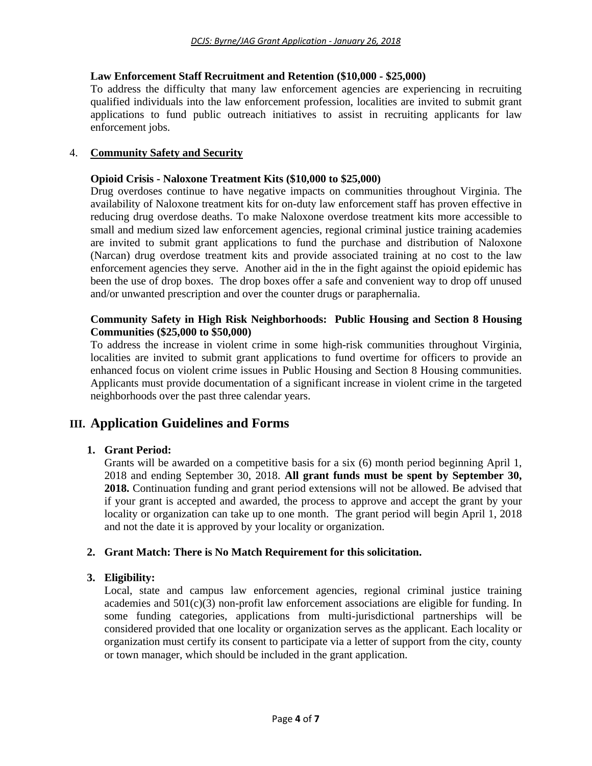**Law Enforcement Staff Recruitment and Retention ($10,000 - $25,000)**

To address the difficulty that many law enforcement agencies are experiencing in recruiting qualified individuals into the law enforcement profession, localities are invited to submit grant applications to fund public outreach initiatives to assist in recruiting applicants for law enforcement jobs.

4. **Community Safety and Security**

**Opioid Crisis - Naloxone Treatment Kits ($10,000 to $25,000)**

Drug overdoses continue to have negative impacts on communities throughout Virginia. The availability of Naloxone treatment kits for on-duty law enforcement staff has proven effective in reducing drug overdose deaths. To make Naloxone overdose treatment kits more accessible to small and medium sized law enforcement agencies, regional criminal justice training academies are invited to submit grant applications to fund the purchase and distribution of Naloxone (Narcan) drug overdose treatment kits and provide associated training at no cost to the law enforcement agencies they serve. Another aid in the in the fight against the opioid epidemic has been the use of drop boxes. The drop boxes offer a safe and convenient way to drop off unused and/or unwanted prescription and over the counter drugs or paraphernalia.

**Community Safety in High Risk Neighborhoods: Public Housing and Section 8 Housing Communities ($25,000 to $50,000)**

To address the increase in violent crime in some high-risk communities throughout Virginia, localities are invited to submit grant applications to fund overtime for officers to provide an enhanced focus on violent crime issues in Public Housing and Section 8 Housing communities. Applicants must provide documentation of a significant increase in violent crime in the targeted neighborhoods over the past three calendar years.

## III. Application Guidelines and Forms

1. **Grant Period:**

   Grants will be awarded on a competitive basis for a six (6) month period beginning April 1, 2018 and ending September 30, 2018. **All grant funds must be spent by September 30, 2018.** Continuation funding and grant period extensions will not be allowed. Be advised that if your grant is accepted and awarded, the process to approve and accept the grant by your locality or organization can take up to one month. The grant period will begin April 1, 2018 and not the date it is approved by your locality or organization.

2. **Grant Match: There is No Match Requirement for this solicitation.**

3. **Eligibility:**

   Local, state and campus law enforcement agencies, regional criminal justice training academies and 501(c)(3) non-profit law enforcement associations are eligible for funding. In some funding categories, applications from multi-jurisdictional partnerships will be considered provided that one locality or organization serves as the applicant. Each locality or organization must certify its consent to participate via a letter of support from the city, county or town manager, which should be included in the grant application.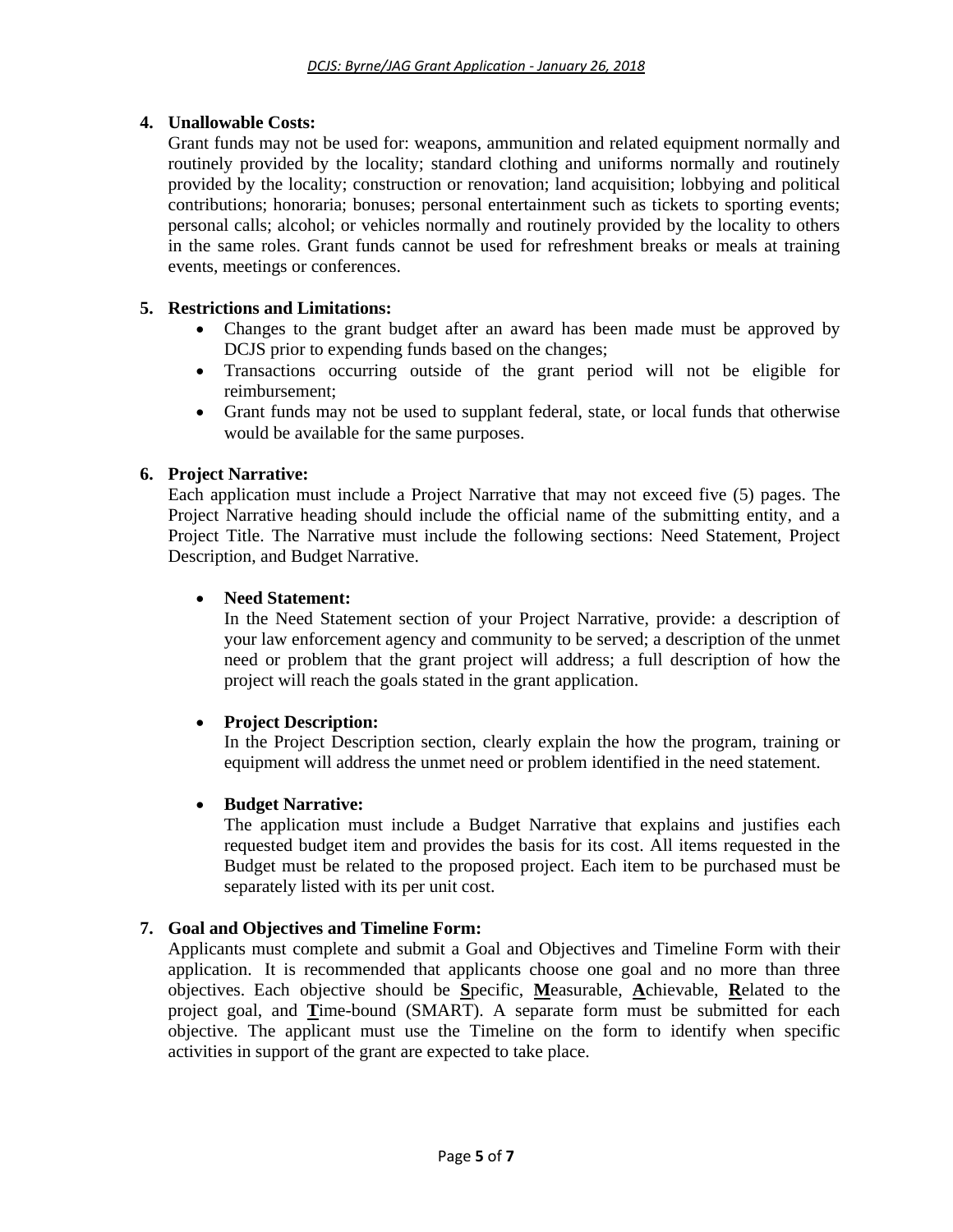**4. Unallowable Costs:**

Grant funds may not be used for: weapons, ammunition and related equipment normally and routinely provided by the locality; standard clothing and uniforms normally and routinely provided by the locality; construction or renovation; land acquisition; lobbying and political contributions; honoraria; bonuses; personal entertainment such as tickets to sporting events; personal calls; alcohol; or vehicles normally and routinely provided by the locality to others in the same roles. Grant funds cannot be used for refreshment breaks or meals at training events, meetings or conferences.

**5. Restrictions and Limitations:**

- Changes to the grant budget after an award has been made must be approved by DCJS prior to expending funds based on the changes;
- Transactions occurring outside of the grant period will not be eligible for reimbursement;
- Grant funds may not be used to supplant federal, state, or local funds that otherwise would be available for the same purposes.

**6. Project Narrative:**

Each application must include a Project Narrative that may not exceed five (5) pages. The Project Narrative heading should include the official name of the submitting entity, and a Project Title. The Narrative must include the following sections: Need Statement, Project Description, and Budget Narrative.

- **Need Statement:**
  In the Need Statement section of your Project Narrative, provide: a description of your law enforcement agency and community to be served; a description of the unmet need or problem that the grant project will address; a full description of how the project will reach the goals stated in the grant application.

- **Project Description:**
  In the Project Description section, clearly explain the how the program, training or equipment will address the unmet need or problem identified in the need statement.

- **Budget Narrative:**
  The application must include a Budget Narrative that explains and justifies each requested budget item and provides the basis for its cost. All items requested in the Budget must be related to the proposed project. Each item to be purchased must be separately listed with its per unit cost.

**7. Goal and Objectives and Timeline Form:**

Applicants must complete and submit a Goal and Objectives and Timeline Form with their application. It is recommended that applicants choose one goal and no more than three objectives. Each objective should be **S**pecific, **M**easurable, **A**chievable, **R**elated to the project goal, and **T**ime-bound (SMART). A separate form must be submitted for each objective. The applicant must use the Timeline on the form to identify when specific activities in support of the grant are expected to take place.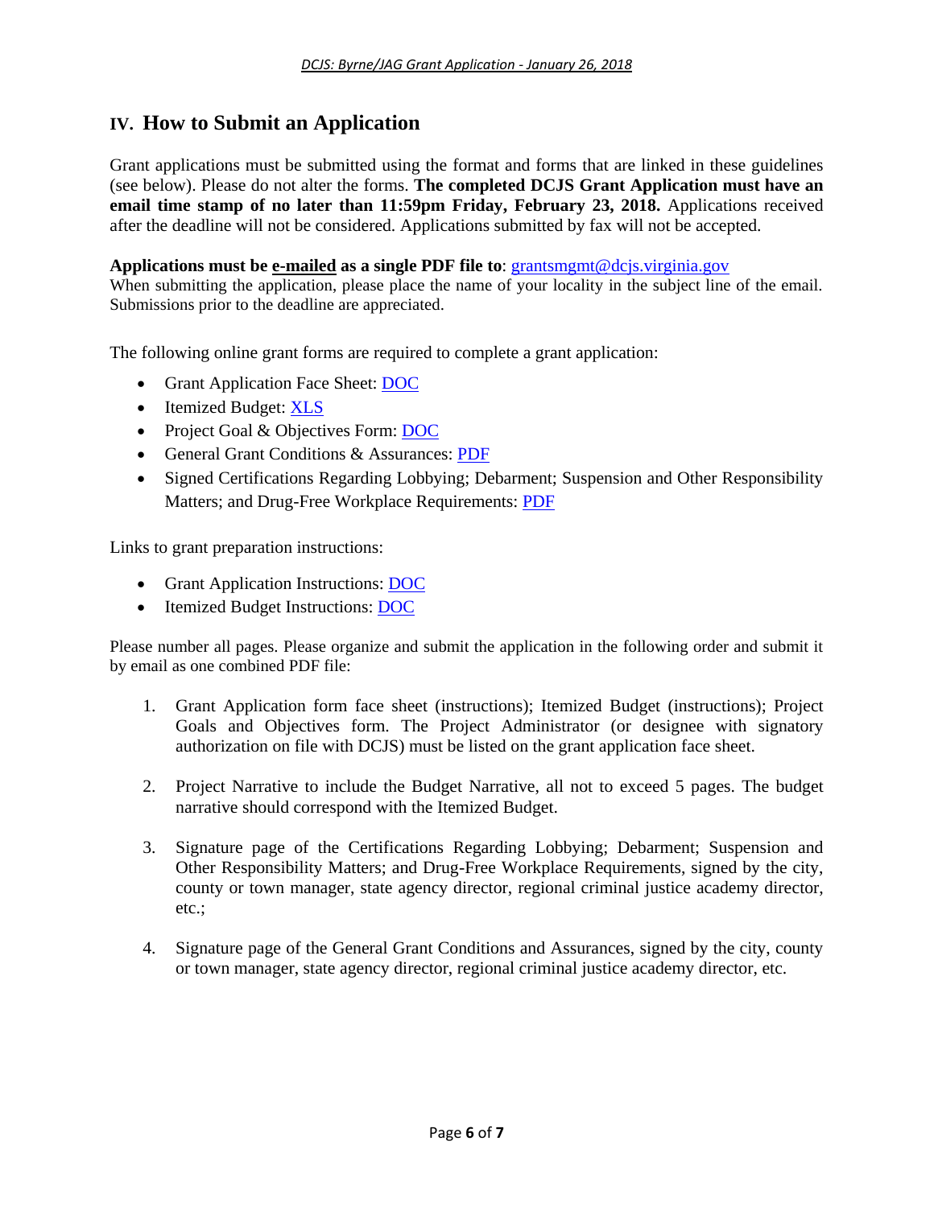## IV. How to Submit an Application

Grant applications must be submitted using the format and forms that are linked in these guidelines (see below). Please do not alter the forms. **The completed DCJS Grant Application must have an email time stamp of no later than 11:59pm Friday, February 23, 2018.** Applications received after the deadline will not be considered. Applications submitted by fax will not be accepted.

**Applications must be e-mailed as a single PDF file to**: grantsmgmt@dcjs.virginia.gov
When submitting the application, please place the name of your locality in the subject line of the email. Submissions prior to the deadline are appreciated.

The following online grant forms are required to complete a grant application:

- Grant Application Face Sheet: DOC
- Itemized Budget: XLS
- Project Goal & Objectives Form: DOC
- General Grant Conditions & Assurances: PDF
- Signed Certifications Regarding Lobbying; Debarment; Suspension and Other Responsibility Matters; and Drug-Free Workplace Requirements: PDF

Links to grant preparation instructions:

- Grant Application Instructions: DOC
- Itemized Budget Instructions: DOC

Please number all pages. Please organize and submit the application in the following order and submit it by email as one combined PDF file:

1. Grant Application form face sheet (instructions); Itemized Budget (instructions); Project Goals and Objectives form. The Project Administrator (or designee with signatory authorization on file with DCJS) must be listed on the grant application face sheet.

2. Project Narrative to include the Budget Narrative, all not to exceed 5 pages. The budget narrative should correspond with the Itemized Budget.

3. Signature page of the Certifications Regarding Lobbying; Debarment; Suspension and Other Responsibility Matters; and Drug-Free Workplace Requirements, signed by the city, county or town manager, state agency director, regional criminal justice academy director, etc.;

4. Signature page of the General Grant Conditions and Assurances, signed by the city, county or town manager, state agency director, regional criminal justice academy director, etc.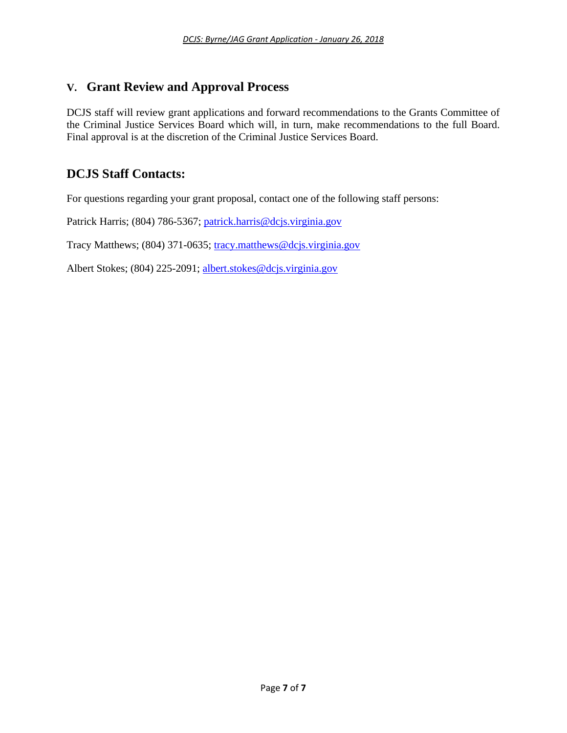## V. Grant Review and Approval Process

DCJS staff will review grant applications and forward recommendations to the Grants Committee of the Criminal Justice Services Board which will, in turn, make recommendations to the full Board. Final approval is at the discretion of the Criminal Justice Services Board.

## DCJS Staff Contacts:

For questions regarding your grant proposal, contact one of the following staff persons:

Patrick Harris; (804) 786-5367; patrick.harris@dcjs.virginia.gov

Tracy Matthews; (804) 371-0635; tracy.matthews@dcjs.virginia.gov

Albert Stokes; (804) 225-2091; albert.stokes@dcjs.virginia.gov